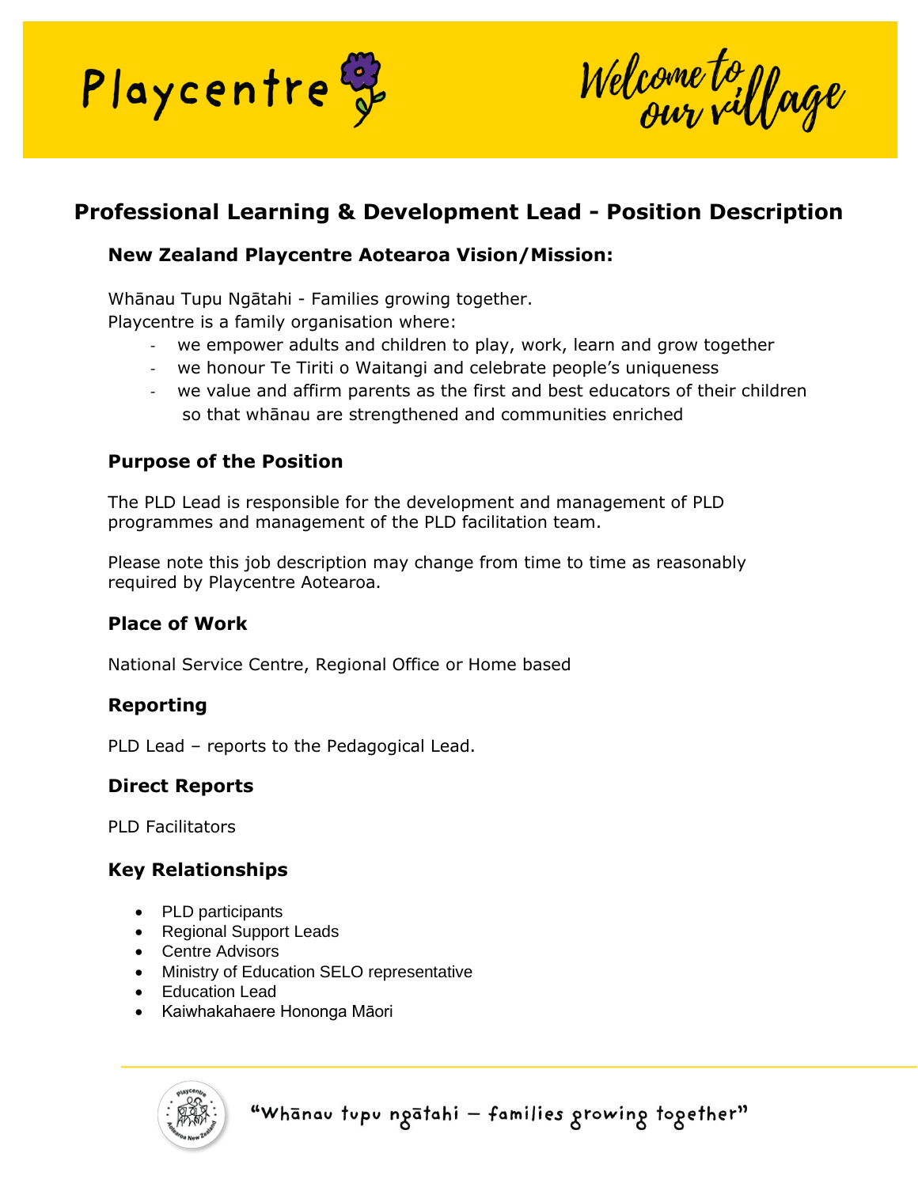Playcentre

Welcome to our village

# Professional Learning & Development Lead - Position Description

## New Zealand Playcentre Aotearoa Vision/Mission:

Whānau Tupu Ngātahi - Families growing together.
Playcentre is a family organisation where:

- we empower adults and children to play, work, learn and grow together
- we honour Te Tiriti o Waitangi and celebrate people's uniqueness
- we value and affirm parents as the first and best educators of their children so that whānau are strengthened and communities enriched

## Purpose of the Position

The PLD Lead is responsible for the development and management of PLD programmes and management of the PLD facilitation team.

Please note this job description may change from time to time as reasonably required by Playcentre Aotearoa.

## Place of Work

National Service Centre, Regional Office or Home based

## Reporting

PLD Lead – reports to the Pedagogical Lead.

## Direct Reports

PLD Facilitators

## Key Relationships

- PLD participants
- Regional Support Leads
- Centre Advisors
- Ministry of Education SELO representative
- Education Lead
- Kaiwhakahaere Hononga Māori

"Whānau tupu ngātahi – families growing together"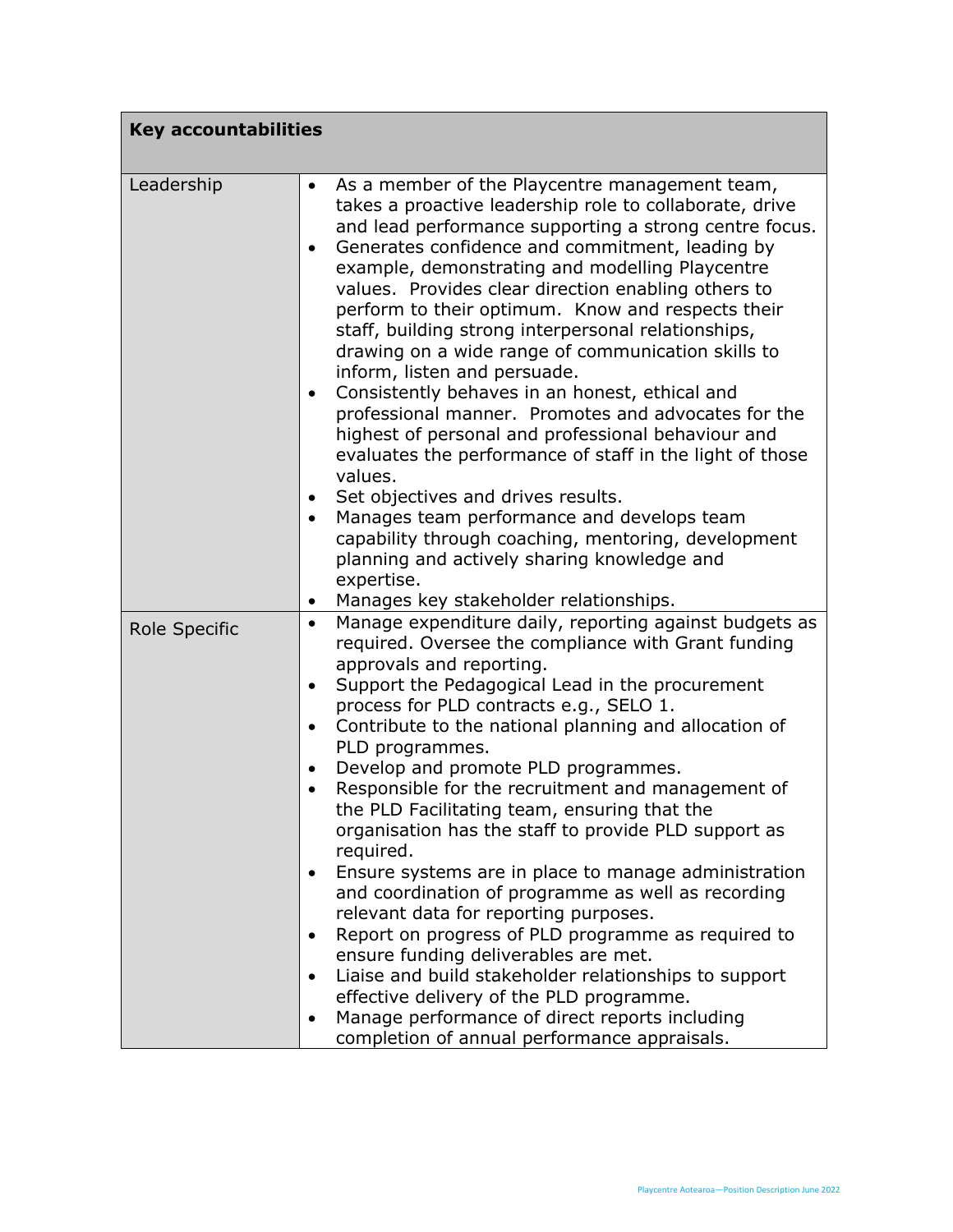| Key accountabilities | |
|---|---|
| Leadership | • As a member of the Playcentre management team, takes a proactive leadership role to collaborate, drive and lead performance supporting a strong centre focus.<br>• Generates confidence and commitment, leading by example, demonstrating and modelling Playcentre values. Provides clear direction enabling others to perform to their optimum. Know and respects their staff, building strong interpersonal relationships, drawing on a wide range of communication skills to inform, listen and persuade.<br>• Consistently behaves in an honest, ethical and professional manner. Promotes and advocates for the highest of personal and professional behaviour and evaluates the performance of staff in the light of those values.<br>• Set objectives and drives results.<br>• Manages team performance and develops team capability through coaching, mentoring, development planning and actively sharing knowledge and expertise.<br>• Manages key stakeholder relationships. |
| Role Specific | • Manage expenditure daily, reporting against budgets as required. Oversee the compliance with Grant funding approvals and reporting.<br>• Support the Pedagogical Lead in the procurement process for PLD contracts e.g., SELO 1.<br>• Contribute to the national planning and allocation of PLD programmes.<br>• Develop and promote PLD programmes.<br>• Responsible for the recruitment and management of the PLD Facilitating team, ensuring that the organisation has the staff to provide PLD support as required.<br>• Ensure systems are in place to manage administration and coordination of programme as well as recording relevant data for reporting purposes.<br>• Report on progress of PLD programme as required to ensure funding deliverables are met.<br>• Liaise and build stakeholder relationships to support effective delivery of the PLD programme.<br>• Manage performance of direct reports including completion of annual performance appraisals. |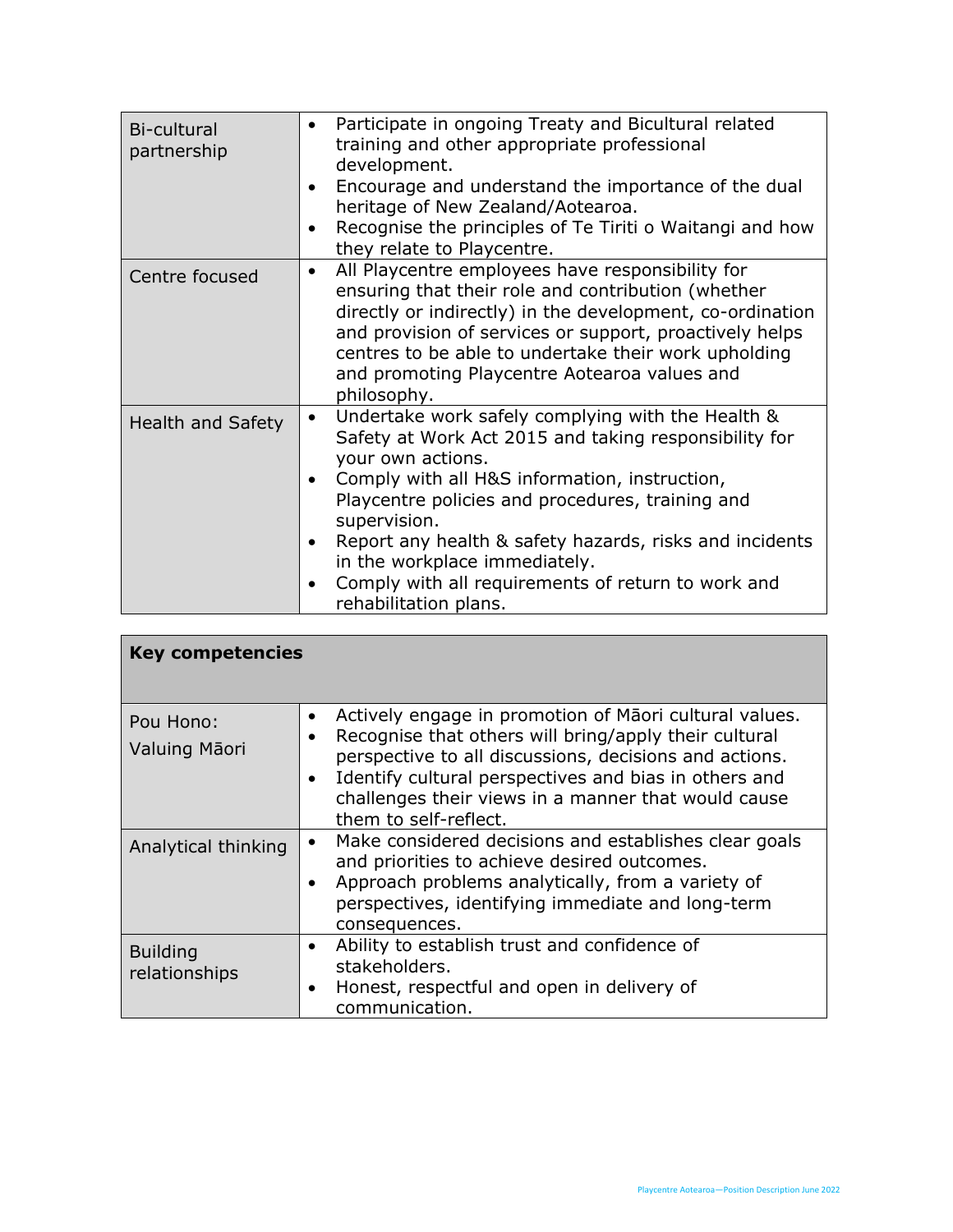| | |
|---|---|
| Bi-cultural partnership | • Participate in ongoing Treaty and Bicultural related training and other appropriate professional development.<br>• Encourage and understand the importance of the dual heritage of New Zealand/Aotearoa.<br>• Recognise the principles of Te Tiriti o Waitangi and how they relate to Playcentre. |
| Centre focused | • All Playcentre employees have responsibility for ensuring that their role and contribution (whether directly or indirectly) in the development, co-ordination and provision of services or support, proactively helps centres to be able to undertake their work upholding and promoting Playcentre Aotearoa values and philosophy. |
| Health and Safety | • Undertake work safely complying with the Health & Safety at Work Act 2015 and taking responsibility for your own actions.<br>• Comply with all H&S information, instruction, Playcentre policies and procedures, training and supervision.<br>• Report any health & safety hazards, risks and incidents in the workplace immediately.<br>• Comply with all requirements of return to work and rehabilitation plans. |

| **Key competencies** | |
|---|---|
| Pou Hono: Valuing Māori | • Actively engage in promotion of Māori cultural values.<br>• Recognise that others will bring/apply their cultural perspective to all discussions, decisions and actions.<br>• Identify cultural perspectives and bias in others and challenges their views in a manner that would cause them to self-reflect. |
| Analytical thinking | • Make considered decisions and establishes clear goals and priorities to achieve desired outcomes.<br>• Approach problems analytically, from a variety of perspectives, identifying immediate and long-term consequences. |
| Building relationships | • Ability to establish trust and confidence of stakeholders.<br>• Honest, respectful and open in delivery of communication. |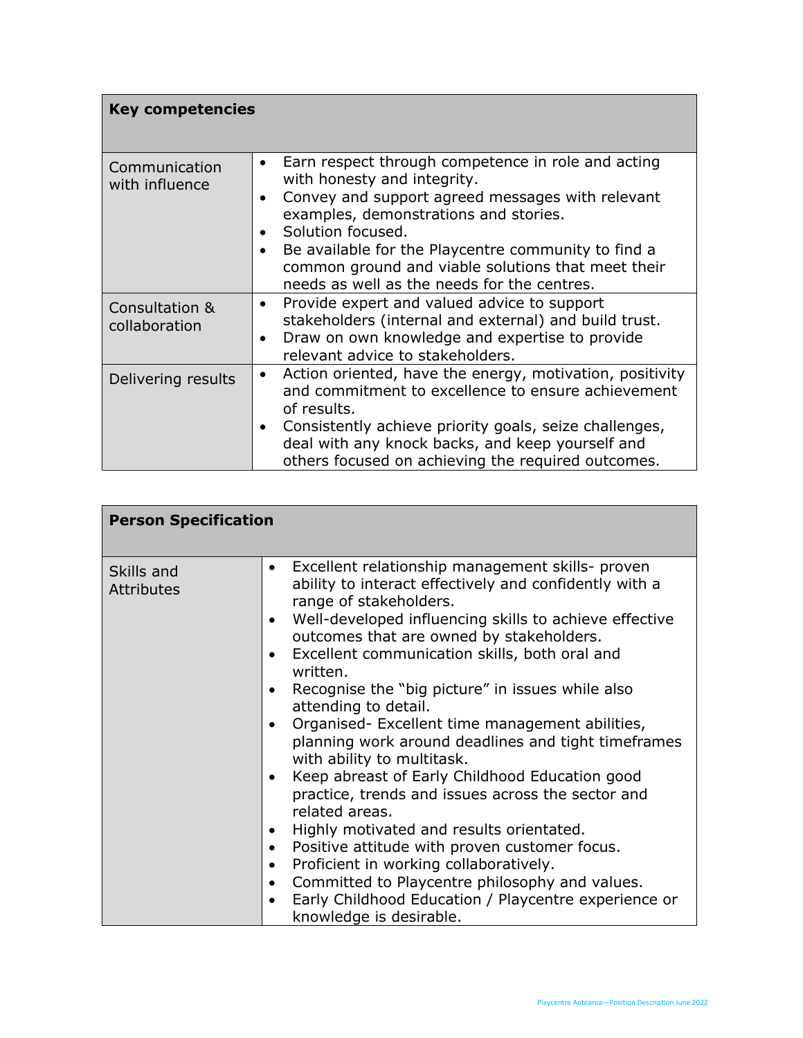| Key competencies | |
|---|---|
| Communication with influence | • Earn respect through competence in role and acting with honesty and integrity.<br>• Convey and support agreed messages with relevant examples, demonstrations and stories.<br>• Solution focused.<br>• Be available for the Playcentre community to find a common ground and viable solutions that meet their needs as well as the needs for the centres. |
| Consultation & collaboration | • Provide expert and valued advice to support stakeholders (internal and external) and build trust.<br>• Draw on own knowledge and expertise to provide relevant advice to stakeholders. |
| Delivering results | • Action oriented, have the energy, motivation, positivity and commitment to excellence to ensure achievement of results.<br>• Consistently achieve priority goals, seize challenges, deal with any knock backs, and keep yourself and others focused on achieving the required outcomes. |

| Person Specification | |
|---|---|
| Skills and Attributes | • Excellent relationship management skills- proven ability to interact effectively and confidently with a range of stakeholders.<br>• Well-developed influencing skills to achieve effective outcomes that are owned by stakeholders.<br>• Excellent communication skills, both oral and written.<br>• Recognise the "big picture" in issues while also attending to detail.<br>• Organised- Excellent time management abilities, planning work around deadlines and tight timeframes with ability to multitask.<br>• Keep abreast of Early Childhood Education good practice, trends and issues across the sector and related areas.<br>• Highly motivated and results orientated.<br>• Positive attitude with proven customer focus.<br>• Proficient in working collaboratively.<br>• Committed to Playcentre philosophy and values.<br>• Early Childhood Education / Playcentre experience or knowledge is desirable. |